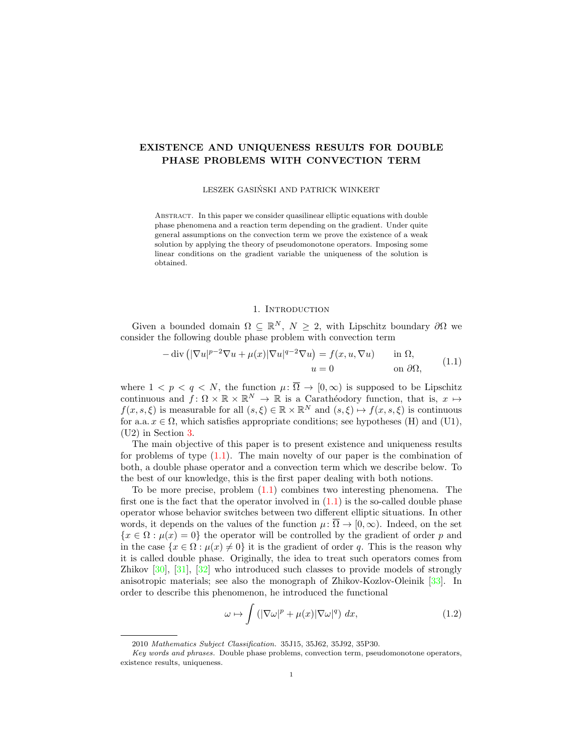# EXISTENCE AND UNIQUENESS RESULTS FOR DOUBLE PHASE PROBLEMS WITH CONVECTION TERM

LESZEK GASIŃSKI AND PATRICK WINKERT

Abstract. In this paper we consider quasilinear elliptic equations with double phase phenomena and a reaction term depending on the gradient. Under quite general assumptions on the convection term we prove the existence of a weak solution by applying the theory of pseudomonotone operators. Imposing some linear conditions on the gradient variable the uniqueness of the solution is obtained.

## 1. Introduction

Given a bounded domain $\Omega \subseteq \mathbb{R}^N$, $N \geq 2$, with Lipschitz boundary $\partial\Omega$ we consider the following double phase problem with convection term

$$
\begin{aligned}
-\operatorname{div}\left(|\nabla u|^{p-2}\nabla u + \mu(x)|\nabla u|^{q-2}\nabla u\right) &= f(x,u,\nabla u) \qquad && \text{in } \Omega,\\
u &= 0 && \text{on } \partial\Omega,
\end{aligned}
\tag{1.1}
$$

where $1 < p < q < N$, the function $\mu\colon \overline{\Omega} \to [0,\infty)$ is supposed to be Lipschitz continuous and $f\colon \Omega \times \mathbb{R} \times \mathbb{R}^N \to \mathbb{R}$ is a Carathéodory function, that is, $x \mapsto f(x,s,\xi)$ is measurable for all $(s,\xi) \in \mathbb{R} \times \mathbb{R}^N$ and $(s,\xi) \mapsto f(x,s,\xi)$ is continuous for a.a. $x \in \Omega$, which satisfies appropriate conditions; see hypotheses (H) and (U1), (U2) in Section 3.

The main objective of this paper is to present existence and uniqueness results for problems of type (1.1). The main novelty of our paper is the combination of both, a double phase operator and a convection term which we describe below. To the best of our knowledge, this is the first paper dealing with both notions.

To be more precise, problem (1.1) combines two interesting phenomena. The first one is the fact that the operator involved in (1.1) is the so-called double phase operator whose behavior switches between two different elliptic situations. In other words, it depends on the values of the function $\mu\colon \overline{\Omega} \to [0,\infty)$. Indeed, on the set $\{x \in \Omega : \mu(x) = 0\}$ the operator will be controlled by the gradient of order $p$ and in the case $\{x \in \Omega : \mu(x) \neq 0\}$ it is the gradient of order $q$. This is the reason why it is called double phase. Originally, the idea to treat such operators comes from Zhikov [30], [31], [32] who introduced such classes to provide models of strongly anisotropic materials; see also the monograph of Zhikov-Kozlov-Oleinik [33]. In order to describe this phenomenon, he introduced the functional

$$
\omega \mapsto \int \left(|\nabla \omega|^p + \mu(x)|\nabla \omega|^q\right)\,dx,
\tag{1.2}
$$

2010 *Mathematics Subject Classification.* 35J15, 35J62, 35J92, 35P30.

*Key words and phrases.* Double phase problems, convection term, pseudomonotone operators, existence results, uniqueness.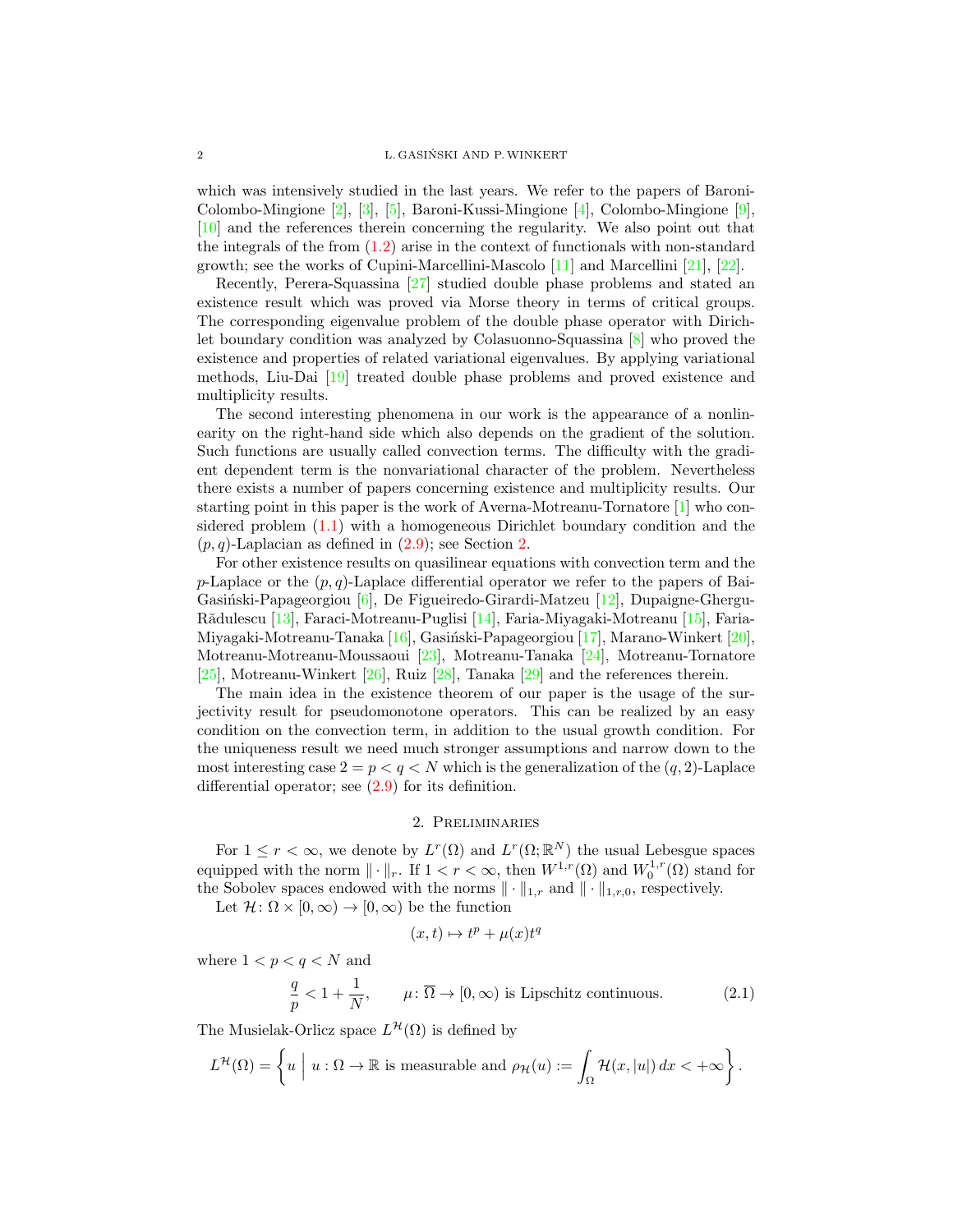which was intensively studied in the last years. We refer to the papers of Baroni-Colombo-Mingione [2], [3], [5], Baroni-Kussi-Mingione [4], Colombo-Mingione [9], [10] and the references therein concerning the regularity. We also point out that the integrals of the from (1.2) arise in the context of functionals with non-standard growth; see the works of Cupini-Marcellini-Mascolo [11] and Marcellini [21], [22].

Recently, Perera-Squassina [27] studied double phase problems and stated an existence result which was proved via Morse theory in terms of critical groups. The corresponding eigenvalue problem of the double phase operator with Dirichlet boundary condition was analyzed by Colasuonno-Squassina [8] who proved the existence and properties of related variational eigenvalues. By applying variational methods, Liu-Dai [19] treated double phase problems and proved existence and multiplicity results.

The second interesting phenomena in our work is the appearance of a nonlinearity on the right-hand side which also depends on the gradient of the solution. Such functions are usually called convection terms. The difficulty with the gradient dependent term is the nonvariational character of the problem. Nevertheless there exists a number of papers concerning existence and multiplicity results. Our starting point in this paper is the work of Averna-Motreanu-Tornatore [1] who considered problem (1.1) with a homogeneous Dirichlet boundary condition and the $(p,q)$-Laplacian as defined in (2.9); see Section 2.

For other existence results on quasilinear equations with convection term and the $p$-Laplace or the $(p,q)$-Laplace differential operator we refer to the papers of Bai-Gasiński-Papageorgiou [6], De Figueiredo-Girardi-Matzeu [12], Dupaigne-Ghergu-Rădulescu [13], Faraci-Motreanu-Puglisi [14], Faria-Miyagaki-Motreanu [15], Faria-Miyagaki-Motreanu-Tanaka [16], Gasiński-Papageorgiou [17], Marano-Winkert [20], Motreanu-Motreanu-Moussaoui [23], Motreanu-Tanaka [24], Motreanu-Tornatore [25], Motreanu-Winkert [26], Ruiz [28], Tanaka [29] and the references therein.

The main idea in the existence theorem of our paper is the usage of the surjectivity result for pseudomonotone operators. This can be realized by an easy condition on the convection term, in addition to the usual growth condition. For the uniqueness result we need much stronger assumptions and narrow down to the most interesting case $2 = p < q < N$ which is the generalization of the $(q,2)$-Laplace differential operator; see (2.9) for its definition.

## 2. Preliminaries

For $1 \leq r < \infty$, we denote by $L^r(\Omega)$ and $L^r(\Omega;\mathbb{R}^N)$ the usual Lebesgue spaces equipped with the norm $\|\cdot\|_r$. If $1 < r < \infty$, then $W^{1,r}(\Omega)$ and $W^{1,r}_0(\Omega)$ stand for the Sobolev spaces endowed with the norms $\|\cdot\|_{1,r}$ and $\|\cdot\|_{1,r,0}$, respectively.

Let $\mathcal{H}\colon \Omega \times [0,\infty) \to [0,\infty)$ be the function

$$(x,t) \mapsto t^p + \mu(x) t^q$$

where $1 < p < q < N$ and

$$\frac{q}{p} < 1 + \frac{1}{N}, \qquad \mu\colon \overline{\Omega} \to [0,\infty) \text{ is Lipschitz continuous.} \tag{2.1}$$

The Musielak-Orlicz space $L^{\mathcal{H}}(\Omega)$ is defined by

$$L^{\mathcal{H}}(\Omega) = \left\{ u \;\Big|\; u : \Omega \to \mathbb{R} \text{ is measurable and } \rho_{\mathcal{H}}(u) := \int_\Omega \mathcal{H}(x,|u|)\,dx < +\infty \right\}.$$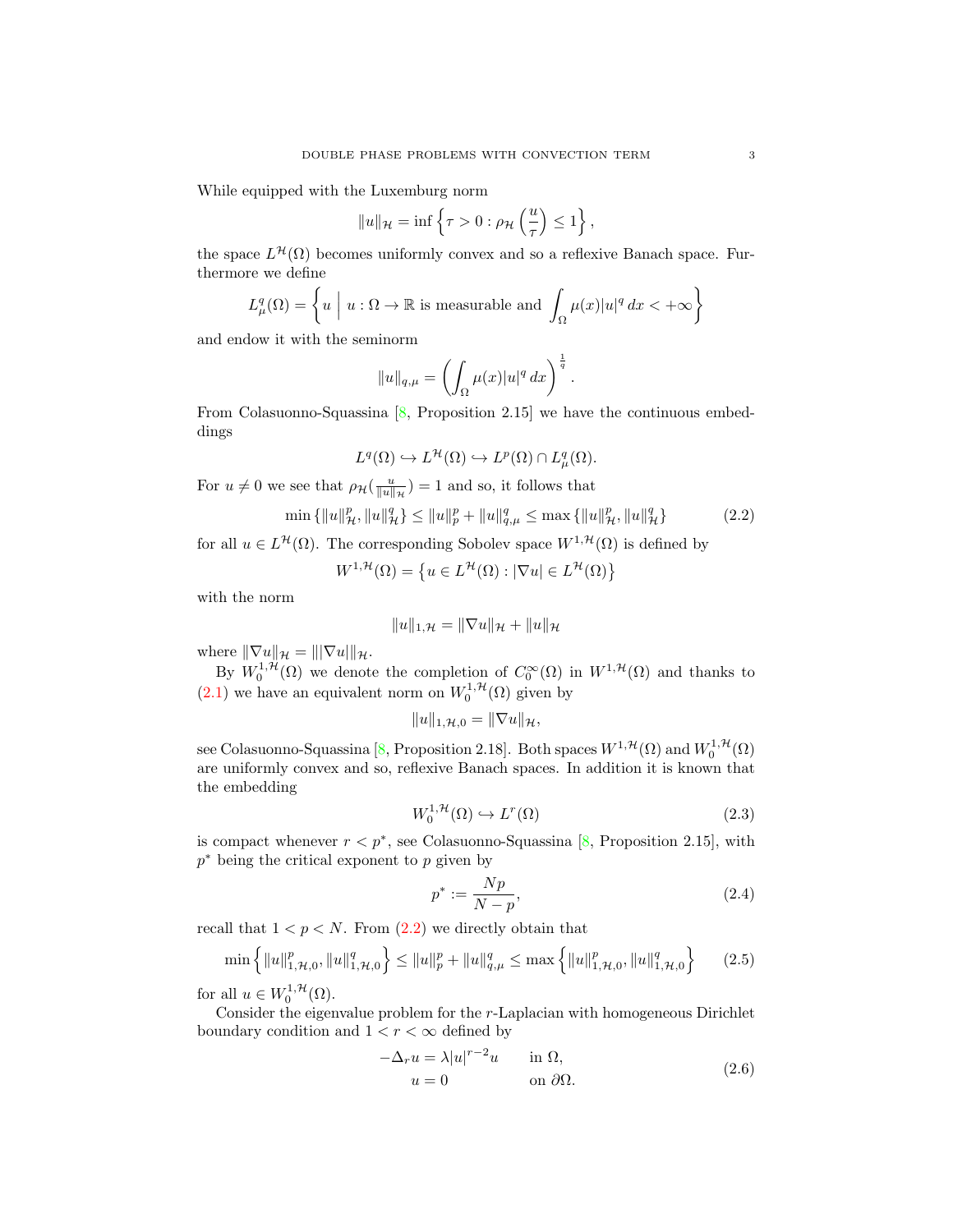While equipped with the Luxemburg norm

$$\|u\|_{\mathcal{H}} = \inf\left\{\tau > 0 : \rho_{\mathcal{H}}\left(\frac{u}{\tau}\right) \leq 1\right\},$$

the space $L^{\mathcal{H}}(\Omega)$ becomes uniformly convex and so a reflexive Banach space. Furthermore we define

$$L^q_\mu(\Omega) = \left\{ u \;\Big|\; u : \Omega \to \mathbb{R} \text{ is measurable and } \int_\Omega \mu(x)|u|^q \, dx < +\infty \right\}$$

and endow it with the seminorm

$$\|u\|_{q,\mu} = \left(\int_\Omega \mu(x)|u|^q \, dx\right)^{\frac{1}{q}}.$$

From Colasuonno-Squassina [8, Proposition 2.15] we have the continuous embeddings

$$L^q(\Omega) \hookrightarrow L^{\mathcal{H}}(\Omega) \hookrightarrow L^p(\Omega) \cap L^q_\mu(\Omega).$$

For $u \neq 0$ we see that $\rho_{\mathcal{H}}(\frac{u}{\|u\|_{\mathcal{H}}}) = 1$ and so, it follows that

$$\min\left\{\|u\|_{\mathcal{H}}^p, \|u\|_{\mathcal{H}}^q\right\} \leq \|u\|_p^p + \|u\|_{q,\mu}^q \leq \max\left\{\|u\|_{\mathcal{H}}^p, \|u\|_{\mathcal{H}}^q\right\} \tag{2.2}$$

for all $u \in L^{\mathcal{H}}(\Omega)$. The corresponding Sobolev space $W^{1,\mathcal{H}}(\Omega)$ is defined by

$$W^{1,\mathcal{H}}(\Omega) = \left\{ u \in L^{\mathcal{H}}(\Omega) : |\nabla u| \in L^{\mathcal{H}}(\Omega)\right\}$$

with the norm

$$\|u\|_{1,\mathcal{H}} = \|\nabla u\|_{\mathcal{H}} + \|u\|_{\mathcal{H}}$$

where $\|\nabla u\|_{\mathcal{H}} = \||\nabla u|\|_{\mathcal{H}}$.

By $W^{1,\mathcal{H}}_0(\Omega)$ we denote the completion of $C^\infty_0(\Omega)$ in $W^{1,\mathcal{H}}(\Omega)$ and thanks to (2.1) we have an equivalent norm on $W^{1,\mathcal{H}}_0(\Omega)$ given by

$$\|u\|_{1,\mathcal{H},0} = \|\nabla u\|_{\mathcal{H}},$$

see Colasuonno-Squassina [8, Proposition 2.18]. Both spaces $W^{1,\mathcal{H}}(\Omega)$ and $W^{1,\mathcal{H}}_0(\Omega)$ are uniformly convex and so, reflexive Banach spaces. In addition it is known that the embedding

$$W^{1,\mathcal{H}}_0(\Omega) \hookrightarrow L^r(\Omega) \tag{2.3}$$

is compact whenever $r < p^*$, see Colasuonno-Squassina [8, Proposition 2.15], with $p^*$ being the critical exponent to $p$ given by

$$p^* := \frac{Np}{N-p}, \tag{2.4}$$

recall that $1 < p < N$. From (2.2) we directly obtain that

$$\min\left\{\|u\|_{1,\mathcal{H},0}^p, \|u\|_{1,\mathcal{H},0}^q\right\} \leq \|u\|_p^p + \|u\|_{q,\mu}^q \leq \max\left\{\|u\|_{1,\mathcal{H},0}^p, \|u\|_{1,\mathcal{H},0}^q\right\} \tag{2.5}$$

for all $u \in W^{1,\mathcal{H}}_0(\Omega)$.

Consider the eigenvalue problem for the $r$-Laplacian with homogeneous Dirichlet boundary condition and $1 < r < \infty$ defined by

$$\begin{aligned} -\Delta_r u &= \lambda |u|^{r-2}u \qquad && \text{in } \Omega, \\ u &= 0 && \text{on } \partial\Omega. \end{aligned} \tag{2.6}$$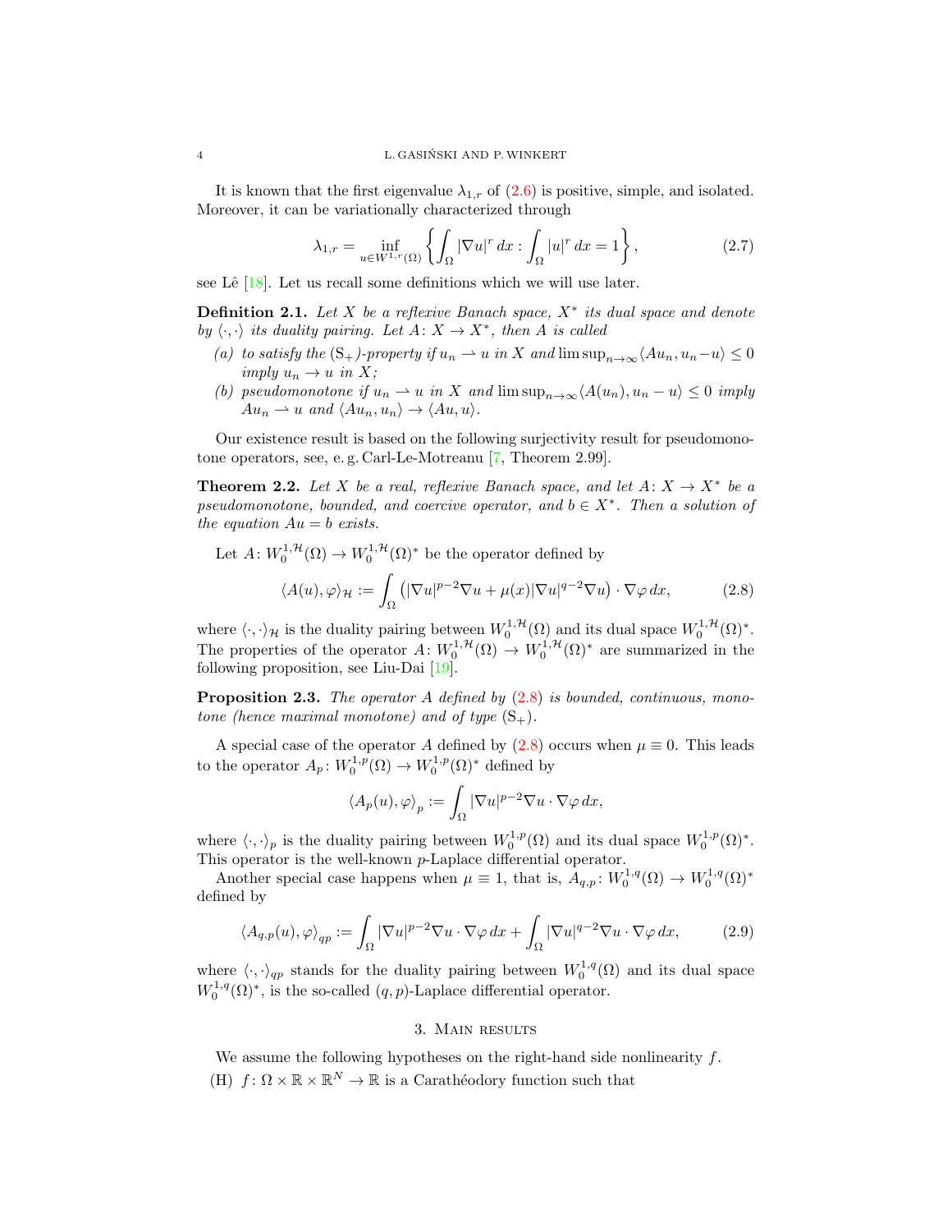It is known that the first eigenvalue $\lambda_{1,r}$ of (2.6) is positive, simple, and isolated. Moreover, it can be variationally characterized through

$$\lambda_{1,r} = \inf_{u \in W^{1,r}(\Omega)} \left\{ \int_\Omega |\nabla u|^r \, dx : \int_\Omega |u|^r \, dx = 1 \right\}, \tag{2.7}$$

see Lê [18]. Let us recall some definitions which we will use later.

**Definition 2.1.** *Let $X$ be a reflexive Banach space, $X^*$ its dual space and denote by $\langle \cdot, \cdot \rangle$ its duality pairing. Let $A\colon X \to X^*$, then $A$ is called*

*(a) to satisfy the $(\mathrm{S}_+)$-property if $u_n \rightharpoonup u$ in $X$ and $\limsup_{n\to\infty} \langle Au_n, u_n - u\rangle \leq 0$ imply $u_n \to u$ in $X$;*

*(b) pseudomonotone if $u_n \rightharpoonup u$ in $X$ and $\limsup_{n\to\infty} \langle A(u_n), u_n - u\rangle \leq 0$ imply $Au_n \rightharpoonup u$ and $\langle Au_n, u_n\rangle \to \langle Au, u\rangle$.*

Our existence result is based on the following surjectivity result for pseudomonotone operators, see, e. g. Carl-Le-Motreanu [7, Theorem 2.99].

**Theorem 2.2.** *Let $X$ be a real, reflexive Banach space, and let $A\colon X \to X^*$ be a pseudomonotone, bounded, and coercive operator, and $b \in X^*$. Then a solution of the equation $Au = b$ exists.*

Let $A\colon W_0^{1,\mathcal{H}}(\Omega) \to W_0^{1,\mathcal{H}}(\Omega)^*$ be the operator defined by

$$\langle A(u), \varphi \rangle_{\mathcal{H}} := \int_\Omega \left( |\nabla u|^{p-2} \nabla u + \mu(x) |\nabla u|^{q-2} \nabla u \right) \cdot \nabla \varphi \, dx, \tag{2.8}$$

where $\langle \cdot, \cdot \rangle_{\mathcal{H}}$ is the duality pairing between $W_0^{1,\mathcal{H}}(\Omega)$ and its dual space $W_0^{1,\mathcal{H}}(\Omega)^*$. The properties of the operator $A\colon W_0^{1,\mathcal{H}}(\Omega) \to W_0^{1,\mathcal{H}}(\Omega)^*$ are summarized in the following proposition, see Liu-Dai [19].

**Proposition 2.3.** *The operator $A$ defined by (2.8) is bounded, continuous, monotone (hence maximal monotone) and of type $(\mathrm{S}_+)$.*

A special case of the operator $A$ defined by (2.8) occurs when $\mu \equiv 0$. This leads to the operator $A_p\colon W_0^{1,p}(\Omega) \to W_0^{1,p}(\Omega)^*$ defined by

$$\langle A_p(u), \varphi \rangle_p := \int_\Omega |\nabla u|^{p-2} \nabla u \cdot \nabla \varphi \, dx,$$

where $\langle \cdot, \cdot \rangle_p$ is the duality pairing between $W_0^{1,p}(\Omega)$ and its dual space $W_0^{1,p}(\Omega)^*$. This operator is the well-known $p$-Laplace differential operator.

Another special case happens when $\mu \equiv 1$, that is, $A_{q,p}\colon W_0^{1,q}(\Omega) \to W_0^{1,q}(\Omega)^*$ defined by

$$\langle A_{q,p}(u), \varphi \rangle_{qp} := \int_\Omega |\nabla u|^{p-2} \nabla u \cdot \nabla \varphi \, dx + \int_\Omega |\nabla u|^{q-2} \nabla u \cdot \nabla \varphi \, dx, \tag{2.9}$$

where $\langle \cdot, \cdot \rangle_{qp}$ stands for the duality pairing between $W_0^{1,q}(\Omega)$ and its dual space $W_0^{1,q}(\Omega)^*$, is the so-called $(q,p)$-Laplace differential operator.

## 3. Main results

We assume the following hypotheses on the right-hand side nonlinearity $f$.

(H) $f\colon \Omega \times \mathbb{R} \times \mathbb{R}^N \to \mathbb{R}$ is a Carathéodory function such that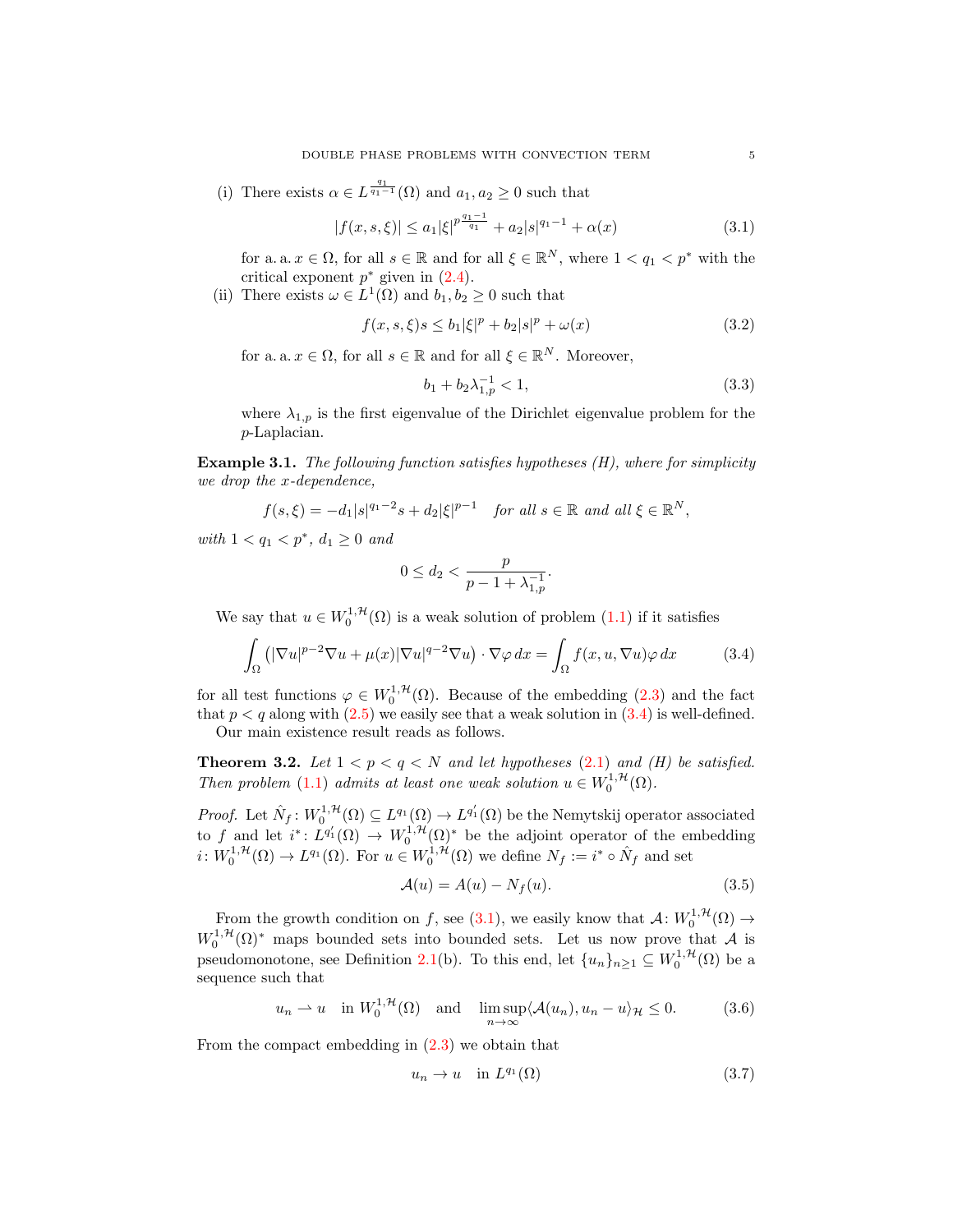(i) There exists $\alpha \in L^{\frac{q_1}{q_1-1}}(\Omega)$ and $a_1, a_2 \geq 0$ such that

$$|f(x,s,\xi)| \leq a_1|\xi|^{p\frac{q_1-1}{q_1}} + a_2|s|^{q_1-1} + \alpha(x) \tag{3.1}$$

for a. a. $x \in \Omega$, for all $s \in \mathbb{R}$ and for all $\xi \in \mathbb{R}^N$, where $1 < q_1 < p^*$ with the critical exponent $p^*$ given in (2.4).

(ii) There exists $\omega \in L^1(\Omega)$ and $b_1, b_2 \geq 0$ such that

$$f(x,s,\xi)s \leq b_1|\xi|^p + b_2|s|^p + \omega(x) \tag{3.2}$$

for a. a. $x \in \Omega$, for all $s \in \mathbb{R}$ and for all $\xi \in \mathbb{R}^N$. Moreover,

$$b_1 + b_2\lambda_{1,p}^{-1} < 1, \tag{3.3}$$

where $\lambda_{1,p}$ is the first eigenvalue of the Dirichlet eigenvalue problem for the $p$-Laplacian.

**Example 3.1.** *The following function satisfies hypotheses (H), where for simplicity we drop the $x$-dependence,*

$$f(s,\xi) = -d_1|s|^{q_1-2}s + d_2|\xi|^{p-1} \quad \text{for all } s \in \mathbb{R} \text{ and all } \xi \in \mathbb{R}^N,$$

*with $1 < q_1 < p^*$, $d_1 \geq 0$ and*

$$0 \leq d_2 < \frac{p}{p-1+\lambda_{1,p}^{-1}}.$$

We say that $u \in W_0^{1,\mathcal{H}}(\Omega)$ is a weak solution of problem (1.1) if it satisfies

$$\int_\Omega \left(|\nabla u|^{p-2}\nabla u + \mu(x)|\nabla u|^{q-2}\nabla u\right) \cdot \nabla \varphi \, dx = \int_\Omega f(x,u,\nabla u)\varphi \, dx \tag{3.4}$$

for all test functions $\varphi \in W_0^{1,\mathcal{H}}(\Omega)$. Because of the embedding (2.3) and the fact that $p < q$ along with (2.5) we easily see that a weak solution in (3.4) is well-defined.

Our main existence result reads as follows.

**Theorem 3.2.** *Let $1 < p < q < N$ and let hypotheses (2.1) and (H) be satisfied. Then problem (1.1) admits at least one weak solution $u \in W_0^{1,\mathcal{H}}(\Omega)$.*

*Proof.* Let $\hat{N}_f \colon W_0^{1,\mathcal{H}}(\Omega) \subseteq L^{q_1}(\Omega) \to L^{q_1'}(\Omega)$ be the Nemytskij operator associated to $f$ and let $i^* \colon L^{q_1'}(\Omega) \to W_0^{1,\mathcal{H}}(\Omega)^*$ be the adjoint operator of the embedding $i \colon W_0^{1,\mathcal{H}}(\Omega) \to L^{q_1}(\Omega)$. For $u \in W_0^{1,\mathcal{H}}(\Omega)$ we define $N_f := i^* \circ \hat{N}_f$ and set

$$\mathcal{A}(u) = A(u) - N_f(u). \tag{3.5}$$

From the growth condition on $f$, see (3.1), we easily know that $\mathcal{A} \colon W_0^{1,\mathcal{H}}(\Omega) \to W_0^{1,\mathcal{H}}(\Omega)^*$ maps bounded sets into bounded sets. Let us now prove that $\mathcal{A}$ is pseudomonotone, see Definition 2.1(b). To this end, let $\{u_n\}_{n \geq 1} \subseteq W_0^{1,\mathcal{H}}(\Omega)$ be a sequence such that

$$u_n \rightharpoonup u \quad \text{in } W_0^{1,\mathcal{H}}(\Omega) \quad \text{and} \quad \limsup_{n\to\infty} \langle \mathcal{A}(u_n), u_n - u\rangle_{\mathcal{H}} \leq 0. \tag{3.6}$$

From the compact embedding in (2.3) we obtain that

$$u_n \to u \quad \text{in } L^{q_1}(\Omega) \tag{3.7}$$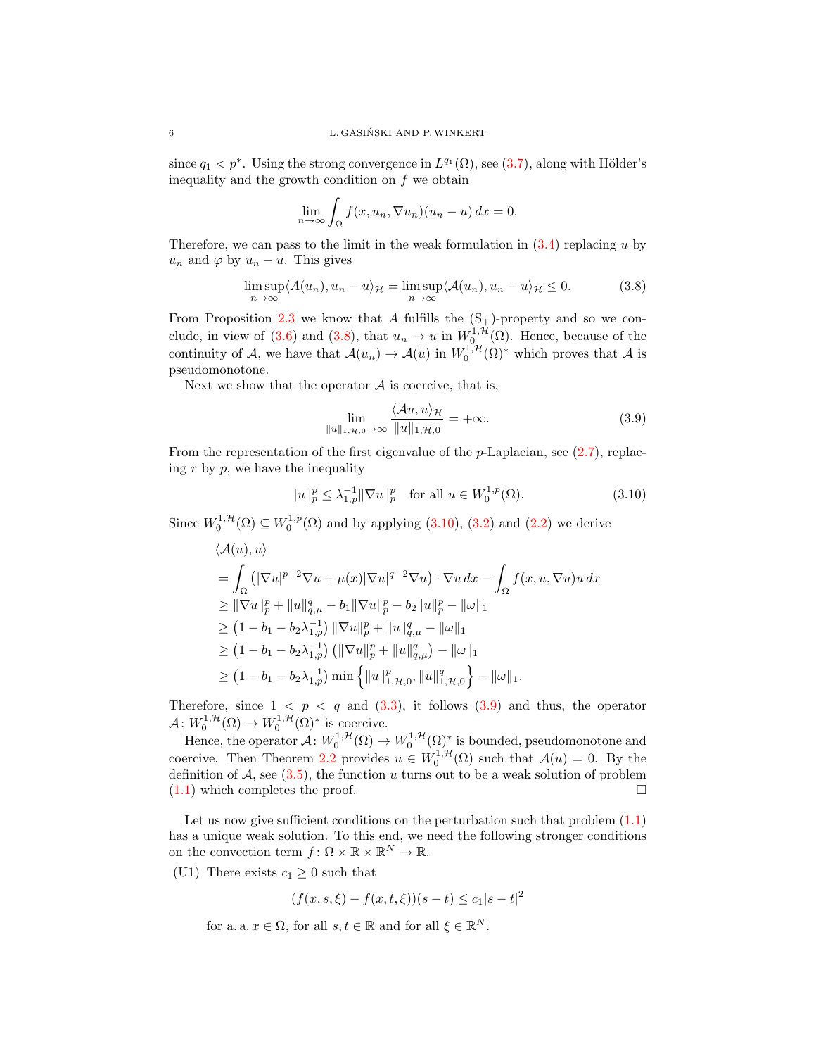since $q_1 < p^*$. Using the strong convergence in $L^{q_1}(\Omega)$, see (3.7), along with Hölder's inequality and the growth condition on $f$ we obtain

$$\lim_{n\to\infty} \int_\Omega f(x,u_n,\nabla u_n)(u_n - u)\,dx = 0.$$

Therefore, we can pass to the limit in the weak formulation in (3.4) replacing $u$ by $u_n$ and $\varphi$ by $u_n - u$. This gives

$$\limsup_{n\to\infty} \langle A(u_n), u_n - u\rangle_{\mathcal{H}} = \limsup_{n\to\infty} \langle \mathcal{A}(u_n), u_n - u\rangle_{\mathcal{H}} \le 0. \tag{3.8}$$

From Proposition 2.3 we know that $A$ fulfills the $(\mathrm{S}_+)$-property and so we conclude, in view of (3.6) and (3.8), that $u_n \to u$ in $W_0^{1,\mathcal{H}}(\Omega)$. Hence, because of the continuity of $\mathcal{A}$, we have that $\mathcal{A}(u_n) \to \mathcal{A}(u)$ in $W_0^{1,\mathcal{H}}(\Omega)^*$ which proves that $\mathcal{A}$ is pseudomonotone.

Next we show that the operator $\mathcal{A}$ is coercive, that is,

$$\lim_{\|u\|_{1,\mathcal{H},0}\to\infty} \frac{\langle \mathcal{A}u, u\rangle_{\mathcal{H}}}{\|u\|_{1,\mathcal{H},0}} = +\infty. \tag{3.9}$$

From the representation of the first eigenvalue of the $p$-Laplacian, see (2.7), replacing $r$ by $p$, we have the inequality

$$\|u\|_p^p \le \lambda_{1,p}^{-1} \|\nabla u\|_p^p \quad \text{for all } u \in W_0^{1,p}(\Omega). \tag{3.10}$$

Since $W_0^{1,\mathcal{H}}(\Omega) \subseteq W_0^{1,p}(\Omega)$ and by applying (3.10), (3.2) and (2.2) we derive

$$\begin{aligned}
&\langle \mathcal{A}(u), u\rangle \\
&= \int_\Omega \left(|\nabla u|^{p-2}\nabla u + \mu(x)|\nabla u|^{q-2}\nabla u\right)\cdot \nabla u\,dx - \int_\Omega f(x,u,\nabla u)u\,dx \\
&\ge \|\nabla u\|_p^p + \|u\|_{q,\mu}^q - b_1\|\nabla u\|_p^p - b_2\|u\|_p^p - \|\omega\|_1 \\
&\ge \left(1 - b_1 - b_2\lambda_{1,p}^{-1}\right)\|\nabla u\|_p^p + \|u\|_{q,\mu}^q - \|\omega\|_1 \\
&\ge \left(1 - b_1 - b_2\lambda_{1,p}^{-1}\right)\left(\|\nabla u\|_p^p + \|u\|_{q,\mu}^q\right) - \|\omega\|_1 \\
&\ge \left(1 - b_1 - b_2\lambda_{1,p}^{-1}\right)\min\left\{\|u\|_{1,\mathcal{H},0}^p, \|u\|_{1,\mathcal{H},0}^q\right\} - \|\omega\|_1.
\end{aligned}$$

Therefore, since $1 < p < q$ and (3.3), it follows (3.9) and thus, the operator $\mathcal{A}\colon W_0^{1,\mathcal{H}}(\Omega) \to W_0^{1,\mathcal{H}}(\Omega)^*$ is coercive.

Hence, the operator $\mathcal{A}\colon W_0^{1,\mathcal{H}}(\Omega) \to W_0^{1,\mathcal{H}}(\Omega)^*$ is bounded, pseudomonotone and coercive. Then Theorem 2.2 provides $u \in W_0^{1,\mathcal{H}}(\Omega)$ such that $\mathcal{A}(u) = 0$. By the definition of $\mathcal{A}$, see (3.5), the function $u$ turns out to be a weak solution of problem (1.1) which completes the proof. $\square$

Let us now give sufficient conditions on the perturbation such that problem (1.1) has a unique weak solution. To this end, we need the following stronger conditions on the convection term $f\colon \Omega \times \mathbb{R} \times \mathbb{R}^N \to \mathbb{R}$.

(U1) There exists $c_1 \ge 0$ such that

$$(f(x,s,\xi) - f(x,t,\xi))(s-t) \le c_1|s-t|^2$$

for a. a. $x \in \Omega$, for all $s, t \in \mathbb{R}$ and for all $\xi \in \mathbb{R}^N$.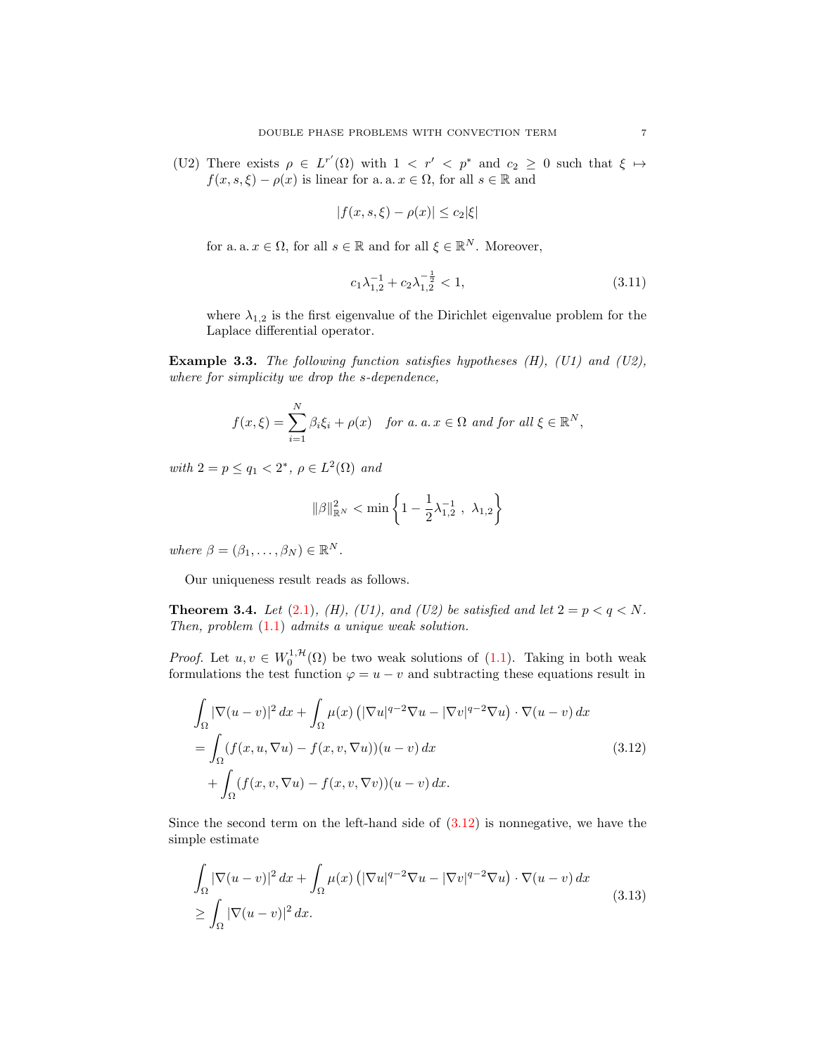(U2) There exists $\rho \in L^{r'}(\Omega)$ with $1 < r' < p^*$ and $c_2 \geq 0$ such that $\xi \mapsto f(x,s,\xi) - \rho(x)$ is linear for a. a. $x \in \Omega$, for all $s \in \mathbb{R}$ and

$$|f(x,s,\xi) - \rho(x)| \leq c_2 |\xi|$$

for a. a. $x \in \Omega$, for all $s \in \mathbb{R}$ and for all $\xi \in \mathbb{R}^N$. Moreover,

$$c_1 \lambda_{1,2}^{-1} + c_2 \lambda_{1,2}^{-\frac{1}{2}} < 1, \tag{3.11}$$

where $\lambda_{1,2}$ is the first eigenvalue of the Dirichlet eigenvalue problem for the Laplace differential operator.

**Example 3.3.** *The following function satisfies hypotheses (H), (U1) and (U2), where for simplicity we drop the s-dependence,*

$$f(x,\xi) = \sum_{i=1}^{N} \beta_i \xi_i + \rho(x) \quad \text{for a. a. } x \in \Omega \text{ and for all } \xi \in \mathbb{R}^N,$$

*with* $2 = p \leq q_1 < 2^*$, $\rho \in L^2(\Omega)$ *and*

$$\|\beta\|_{\mathbb{R}^N}^2 < \min\left\{ 1 - \frac{1}{2}\lambda_{1,2}^{-1} \ , \ \lambda_{1,2} \right\}$$

*where* $\beta = (\beta_1, \ldots, \beta_N) \in \mathbb{R}^N$.

Our uniqueness result reads as follows.

**Theorem 3.4.** *Let (2.1), (H), (U1), and (U2) be satisfied and let* $2 = p < q < N$. *Then, problem (1.1) admits a unique weak solution.*

*Proof.* Let $u, v \in W_0^{1,\mathcal{H}}(\Omega)$ be two weak solutions of (1.1). Taking in both weak formulations the test function $\varphi = u - v$ and subtracting these equations result in

$$\begin{aligned}
&\int_\Omega |\nabla(u-v)|^2 \, dx + \int_\Omega \mu(x) \left( |\nabla u|^{q-2} \nabla u - |\nabla v|^{q-2} \nabla u \right) \cdot \nabla(u-v) \, dx \\
&= \int_\Omega (f(x,u,\nabla u) - f(x,v,\nabla u))(u-v) \, dx \\
&\quad + \int_\Omega (f(x,v,\nabla u) - f(x,v,\nabla v))(u-v) \, dx.
\end{aligned} \tag{3.12}$$

Since the second term on the left-hand side of (3.12) is nonnegative, we have the simple estimate

$$\begin{aligned}
&\int_\Omega |\nabla(u-v)|^2 \, dx + \int_\Omega \mu(x) \left( |\nabla u|^{q-2} \nabla u - |\nabla v|^{q-2} \nabla u \right) \cdot \nabla(u-v) \, dx \\
&\geq \int_\Omega |\nabla(u-v)|^2 \, dx.
\end{aligned} \tag{3.13}$$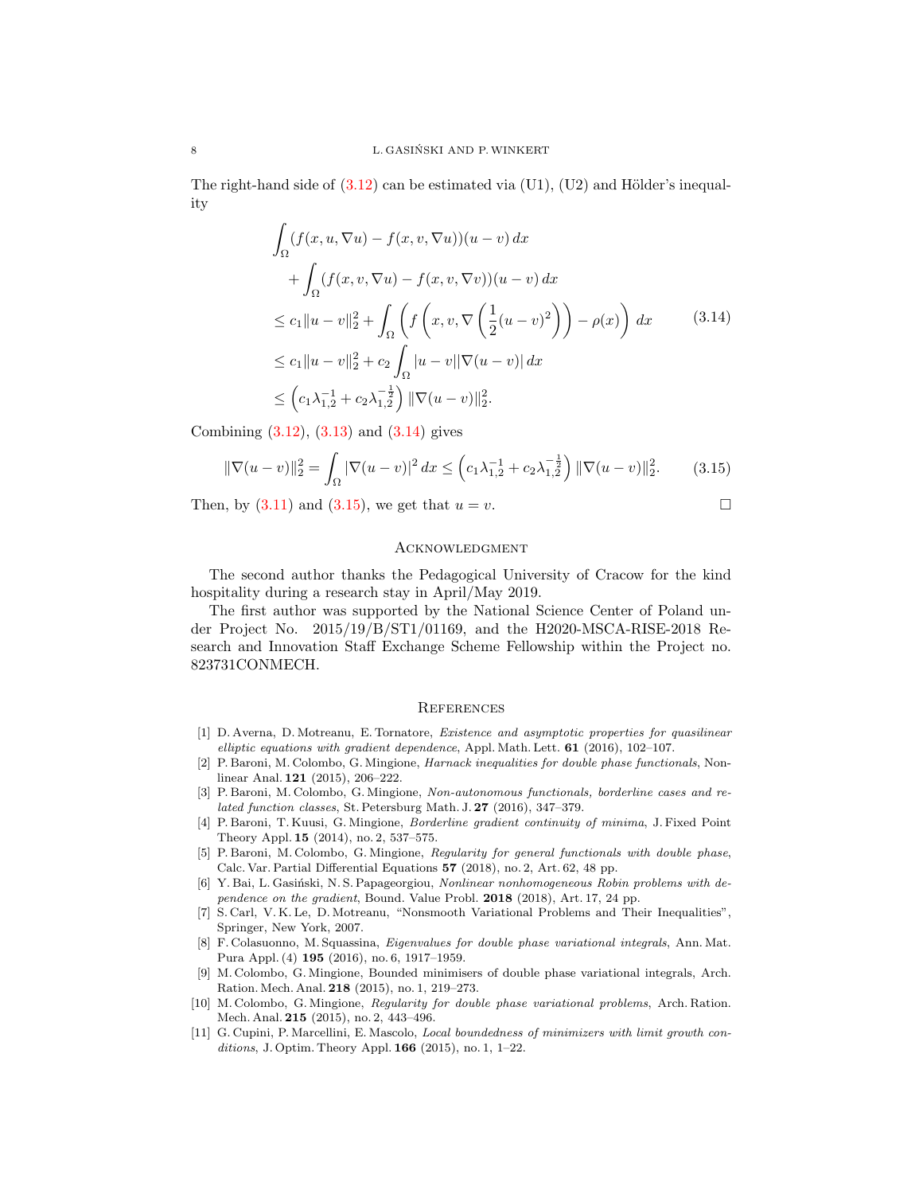The right-hand side of (3.12) can be estimated via (U1), (U2) and Hölder's inequality

$$
\begin{aligned}
&\int_\Omega (f(x,u,\nabla u) - f(x,v,\nabla u))(u-v)\,dx \\
&\quad + \int_\Omega (f(x,v,\nabla u) - f(x,v,\nabla v))(u-v)\,dx \\
&\leq c_1\|u-v\|_2^2 + \int_\Omega \left( f\left(x,v,\nabla\left(\frac{1}{2}(u-v)^2\right)\right) - \rho(x)\right)\,dx \\
&\leq c_1\|u-v\|_2^2 + c_2\int_\Omega |u-v||\nabla(u-v)|\,dx \\
&\leq \left(c_1\lambda_{1,2}^{-1} + c_2\lambda_{1,2}^{-\frac{1}{2}}\right)\|\nabla(u-v)\|_2^2.
\end{aligned}
\tag{3.14}
$$

Combining (3.12), (3.13) and (3.14) gives

$$
\|\nabla(u-v)\|_2^2 = \int_\Omega |\nabla(u-v)|^2\,dx \leq \left(c_1\lambda_{1,2}^{-1} + c_2\lambda_{1,2}^{-\frac{1}{2}}\right)\|\nabla(u-v)\|_2^2. \tag{3.15}
$$

Then, by (3.11) and (3.15), we get that $u=v$. □

## Acknowledgment

The second author thanks the Pedagogical University of Cracow for the kind hospitality during a research stay in April/May 2019.

The first author was supported by the National Science Center of Poland under Project No. 2015/19/B/ST1/01169, and the H2020-MSCA-RISE-2018 Research and Innovation Staff Exchange Scheme Fellowship within the Project no. 823731CONMECH.

## References

[1] D. Averna, D. Motreanu, E. Tornatore, *Existence and asymptotic properties for quasilinear elliptic equations with gradient dependence*, Appl. Math. Lett. **61** (2016), 102–107.

[2] P. Baroni, M. Colombo, G. Mingione, *Harnack inequalities for double phase functionals*, Nonlinear Anal. **121** (2015), 206–222.

[3] P. Baroni, M. Colombo, G. Mingione, *Non-autonomous functionals, borderline cases and related function classes*, St. Petersburg Math. J. **27** (2016), 347–379.

[4] P. Baroni, T. Kuusi, G. Mingione, *Borderline gradient continuity of minima*, J. Fixed Point Theory Appl. **15** (2014), no. 2, 537–575.

[5] P. Baroni, M. Colombo, G. Mingione, *Regularity for general functionals with double phase*, Calc. Var. Partial Differential Equations **57** (2018), no. 2, Art. 62, 48 pp.

[6] Y. Bai, L. Gasiński, N. S. Papageorgiou, *Nonlinear nonhomogeneous Robin problems with dependence on the gradient*, Bound. Value Probl. **2018** (2018), Art. 17, 24 pp.

[7] S. Carl, V. K. Le, D. Motreanu, "Nonsmooth Variational Problems and Their Inequalities", Springer, New York, 2007.

[8] F. Colasuonno, M. Squassina, *Eigenvalues for double phase variational integrals*, Ann. Mat. Pura Appl. (4) **195** (2016), no. 6, 1917–1959.

[9] M. Colombo, G. Mingione, Bounded minimisers of double phase variational integrals, Arch. Ration. Mech. Anal. **218** (2015), no. 1, 219–273.

[10] M. Colombo, G. Mingione, *Regularity for double phase variational problems*, Arch. Ration. Mech. Anal. **215** (2015), no. 2, 443–496.

[11] G. Cupini, P. Marcellini, E. Mascolo, *Local boundedness of minimizers with limit growth conditions*, J. Optim. Theory Appl. **166** (2015), no. 1, 1–22.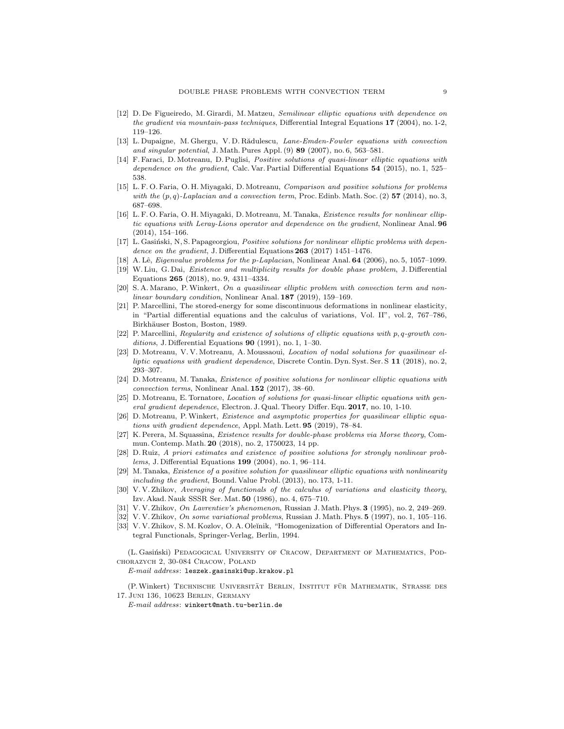[12] D. De Figueiredo, M. Girardi, M. Matzeu, *Semilinear elliptic equations with dependence on the gradient via mountain-pass techniques*, Differential Integral Equations **17** (2004), no. 1-2, 119–126.

[13] L. Dupaigne, M. Ghergu, V. D. Rădulescu, *Lane-Emden-Fowler equations with convection and singular potential*, J. Math. Pures Appl. (9) **89** (2007), no. 6, 563–581.

[14] F. Faraci, D. Motreanu, D. Puglisi, *Positive solutions of quasi-linear elliptic equations with dependence on the gradient*, Calc. Var. Partial Differential Equations **54** (2015), no. 1, 525–538.

[15] L. F. O. Faria, O. H. Miyagaki, D. Motreanu, *Comparison and positive solutions for problems with the $(p, q)$-Laplacian and a convection term*, Proc. Edinb. Math. Soc. (2) **57** (2014), no. 3, 687–698.

[16] L. F. O. Faria, O. H. Miyagaki, D. Motreanu, M. Tanaka, *Existence results for nonlinear elliptic equations with Leray-Lions operator and dependence on the gradient*, Nonlinear Anal. **96** (2014), 154–166.

[17] L. Gasiński, N, S. Papageorgiou, *Positive solutions for nonlinear elliptic problems with dependence on the gradient*, J. Differential Equations **263** (2017) 1451–1476.

[18] A. Lê, *Eigenvalue problems for the p-Laplacian*, Nonlinear Anal. **64** (2006), no. 5, 1057–1099.

[19] W. Liu, G. Dai, *Existence and multiplicity results for double phase problem*, J. Differential Equations **265** (2018), no. 9, 4311–4334.

[20] S. A. Marano, P. Winkert, *On a quasilinear elliptic problem with convection term and nonlinear boundary condition*, Nonlinear Anal. **187** (2019), 159–169.

[21] P. Marcellini, The stored-energy for some discontinuous deformations in nonlinear elasticity, in "Partial differential equations and the calculus of variations, Vol. II", vol. 2, 767–786, Birkhäuser Boston, Boston, 1989.

[22] P. Marcellini, *Regularity and existence of solutions of elliptic equations with $p, q$-growth conditions*, J. Differential Equations **90** (1991), no. 1, 1–30.

[23] D. Motreanu, V. V. Motreanu, A. Moussaoui, *Location of nodal solutions for quasilinear elliptic equations with gradient dependence*, Discrete Contin. Dyn. Syst. Ser. S **11** (2018), no. 2, 293–307.

[24] D. Motreanu, M. Tanaka, *Existence of positive solutions for nonlinear elliptic equations with convection terms*, Nonlinear Anal. **152** (2017), 38–60.

[25] D. Motreanu, E. Tornatore, *Location of solutions for quasi-linear elliptic equations with general gradient dependence*, Electron. J. Qual. Theory Differ. Equ. **2017**, no. 10, 1-10.

[26] D. Motreanu, P. Winkert, *Existence and asymptotic properties for quasilinear elliptic equations with gradient dependence*, Appl. Math. Lett. **95** (2019), 78–84.

[27] K. Perera, M. Squassina, *Existence results for double-phase problems via Morse theory*, Commun. Contemp. Math. **20** (2018), no. 2, 1750023, 14 pp.

[28] D. Ruiz, *A priori estimates and existence of positive solutions for strongly nonlinear problems*, J. Differential Equations **199** (2004), no. 1, 96–114.

[29] M. Tanaka, *Existence of a positive solution for quasilinear elliptic equations with nonlinearity including the gradient*, Bound. Value Probl. (2013), no. 173, 1-11.

[30] V. V. Zhikov, *Averaging of functionals of the calculus of variations and elasticity theory*, Izv. Akad. Nauk SSSR Ser. Mat. **50** (1986), no. 4, 675–710.

[31] V. V. Zhikov, *On Lavrentiev's phenomenon*, Russian J. Math. Phys. **3** (1995), no. 2, 249–269.

[32] V. V. Zhikov, *On some variational problems*, Russian J. Math. Phys. **5** (1997), no. 1, 105–116.

[33] V. V. Zhikov, S. M. Kozlov, O. A. Oleĭnik, "Homogenization of Differential Operators and Integral Functionals, Springer-Verlag, Berlin, 1994.

(L. Gasiński) Pedagogical University of Cracow, Department of Mathematics, Podchorazych 2, 30-084 Cracow, Poland

*E-mail address*: leszek.gasinski@up.krakow.pl

(P. Winkert) Technische Universität Berlin, Institut für Mathematik, Strasse des 17. Juni 136, 10623 Berlin, Germany

*E-mail address*: winkert@math.tu-berlin.de